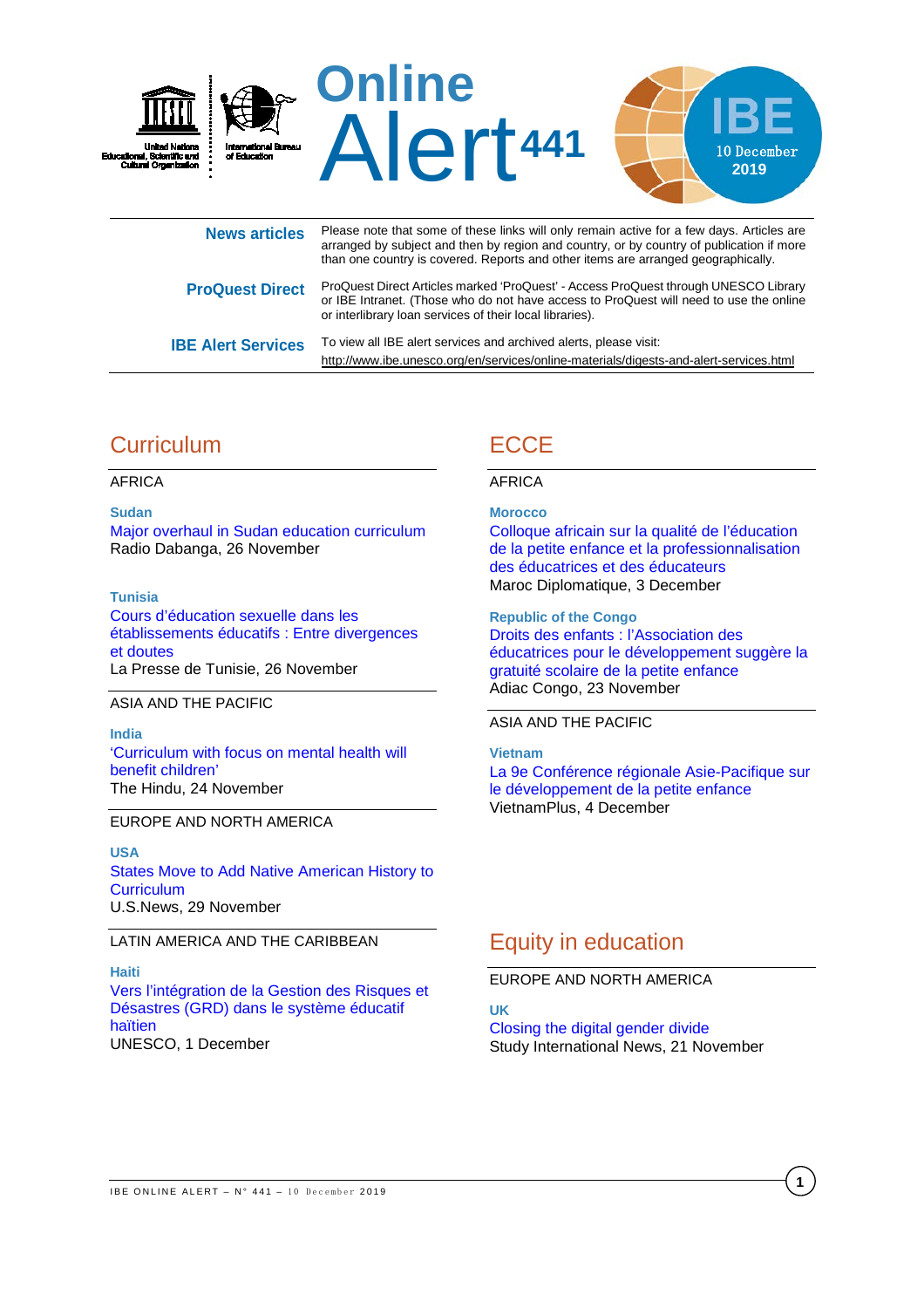# Online Alert 441

**IBE**
10 December 2019

United Nations Educational, Scientific and Cultural Organization

International Bureau of Education

| | |
|---|---|
| **News articles** | Please note that some of these links will only remain active for a few days. Articles are arranged by subject and then by region and country, or by country of publication if more than one country is covered. Reports and other items are arranged geographically. |
| **ProQuest Direct** | ProQuest Direct Articles marked 'ProQuest' - Access ProQuest through UNESCO Library or IBE Intranet. (Those who do not have access to ProQuest will need to use the online or interlibrary loan services of their local libraries). |
| **IBE Alert Services** | To view all IBE alert services and archived alerts, please visit: http://www.ibe.unesco.org/en/services/online-materials/digests-and-alert-services.html |

## Curriculum

### AFRICA

**Sudan**
Major overhaul in Sudan education curriculum
Radio Dabanga, 26 November

**Tunisia**
Cours d'éducation sexuelle dans les établissements éducatifs : Entre divergences et doutes
La Presse de Tunisie, 26 November

### ASIA AND THE PACIFIC

**India**
'Curriculum with focus on mental health will benefit children'
The Hindu, 24 November

### EUROPE AND NORTH AMERICA

**USA**
States Move to Add Native American History to Curriculum
U.S.News, 29 November

### LATIN AMERICA AND THE CARIBBEAN

**Haiti**
Vers l'intégration de la Gestion des Risques et Désastres (GRD) dans le système éducatif haïtien
UNESCO, 1 December

## ECCE

### AFRICA

**Morocco**
Colloque africain sur la qualité de l'éducation de la petite enfance et la professionnalisation des éducatrices et des éducateurs
Maroc Diplomatique, 3 December

**Republic of the Congo**
Droits des enfants : l'Association des éducatrices pour le développement suggère la gratuité scolaire de la petite enfance
Adiac Congo, 23 November

### ASIA AND THE PACIFIC

**Vietnam**
La 9e Conférence régionale Asie-Pacifique sur le développement de la petite enfance
VietnamPlus, 4 December

## Equity in education

### EUROPE AND NORTH AMERICA

**UK**
Closing the digital gender divide
Study International News, 21 November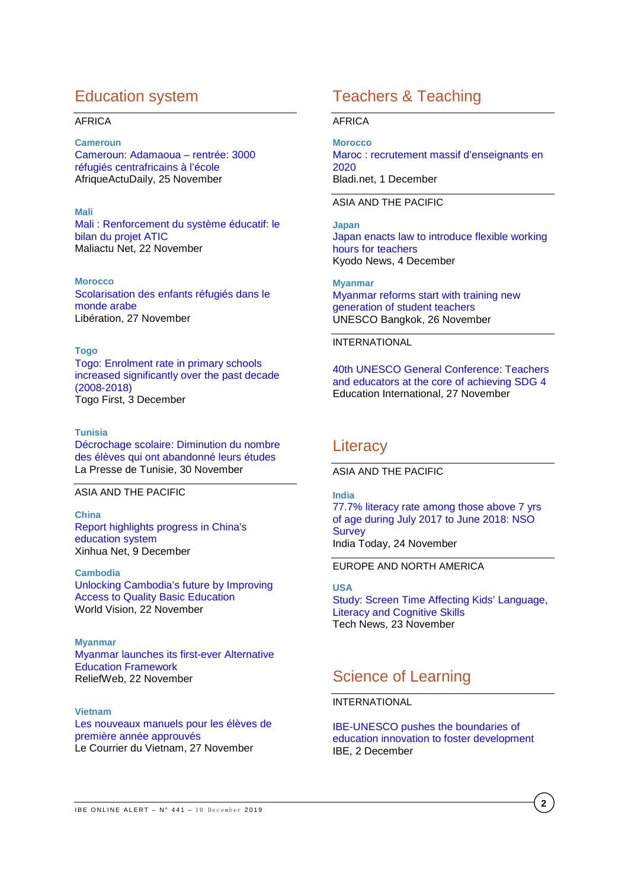## Education system

AFRICA

**Cameroun**
Cameroun: Adamaoua – rentrée: 3000 réfugiés centrafricains à l'école
AfriqueActuDaily, 25 November

**Mali**
Mali : Renforcement du système éducatif: le bilan du projet ATIC
Maliactu Net, 22 November

**Morocco**
Scolarisation des enfants réfugiés dans le monde arabe
Libération, 27 November

**Togo**
Togo: Enrolment rate in primary schools increased significantly over the past decade (2008-2018)
Togo First, 3 December

**Tunisia**
Décrochage scolaire: Diminution du nombre des élèves qui ont abandonné leurs études
La Presse de Tunisie, 30 November

ASIA AND THE PACIFIC

**China**
Report highlights progress in China's education system
Xinhua Net, 9 December

**Cambodia**
Unlocking Cambodia's future by Improving Access to Quality Basic Education
World Vision, 22 November

**Myanmar**
Myanmar launches its first-ever Alternative Education Framework
ReliefWeb, 22 November

**Vietnam**
Les nouveaux manuels pour les élèves de première année approuvés
Le Courrier du Vietnam, 27 November

## Teachers & Teaching

AFRICA

**Morocco**
Maroc : recrutement massif d'enseignants en 2020
Bladi.net, 1 December

ASIA AND THE PACIFIC

**Japan**
Japan enacts law to introduce flexible working hours for teachers
Kyodo News, 4 December

**Myanmar**
Myanmar reforms start with training new generation of student teachers
UNESCO Bangkok, 26 November

INTERNATIONAL

40th UNESCO General Conference: Teachers and educators at the core of achieving SDG 4
Education International, 27 November

## Literacy

ASIA AND THE PACIFIC

**India**
77.7% literacy rate among those above 7 yrs of age during July 2017 to June 2018: NSO Survey
India Today, 24 November

EUROPE AND NORTH AMERICA

**USA**
Study: Screen Time Affecting Kids' Language, Literacy and Cognitive Skills
Tech News, 23 November

## Science of Learning

INTERNATIONAL

IBE-UNESCO pushes the boundaries of education innovation to foster development
IBE, 2 December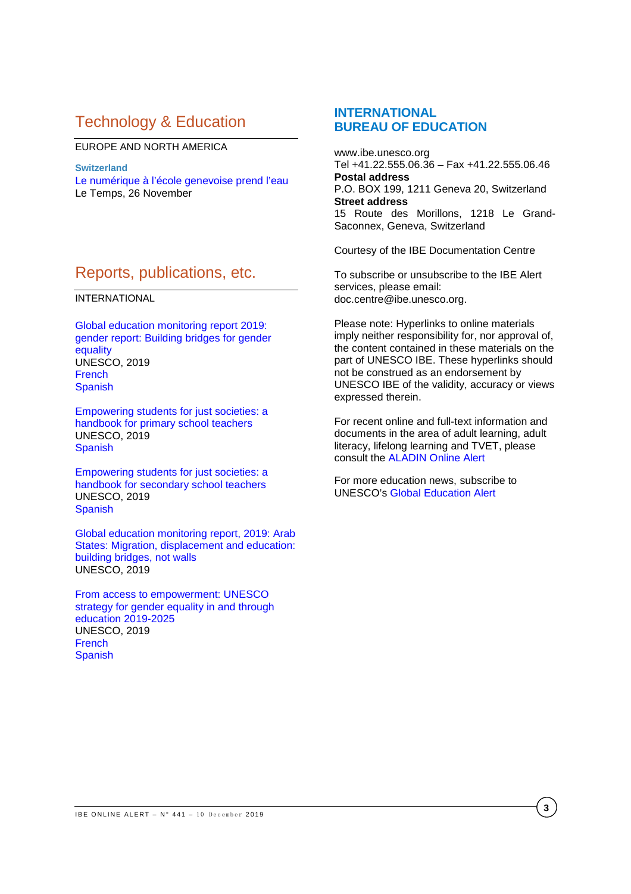## Technology & Education

EUROPE AND NORTH AMERICA

**Switzerland**

Le numérique à l'école genevoise prend l'eau
Le Temps, 26 November

## Reports, publications, etc.

INTERNATIONAL

Global education monitoring report 2019: gender report: Building bridges for gender equality
UNESCO, 2019
French
Spanish

Empowering students for just societies: a handbook for primary school teachers
UNESCO, 2019
Spanish

Empowering students for just societies: a handbook for secondary school teachers
UNESCO, 2019
Spanish

Global education monitoring report, 2019: Arab States: Migration, displacement and education: building bridges, not walls
UNESCO, 2019

From access to empowerment: UNESCO strategy for gender equality in and through education 2019-2025
UNESCO, 2019
French
Spanish

## INTERNATIONAL BUREAU OF EDUCATION

www.ibe.unesco.org
Tel +41.22.555.06.36 – Fax +41.22.555.06.46
**Postal address**
P.O. BOX 199, 1211 Geneva 20, Switzerland
**Street address**
15 Route des Morillons, 1218 Le Grand-Saconnex, Geneva, Switzerland

Courtesy of the IBE Documentation Centre

To subscribe or unsubscribe to the IBE Alert services, please email: doc.centre@ibe.unesco.org.

Please note: Hyperlinks to online materials imply neither responsibility for, nor approval of, the content contained in these materials on the part of UNESCO IBE. These hyperlinks should not be construed as an endorsement by UNESCO IBE of the validity, accuracy or views expressed therein.

For recent online and full-text information and documents in the area of adult learning, adult literacy, lifelong learning and TVET, please consult the ALADIN Online Alert

For more education news, subscribe to UNESCO's Global Education Alert